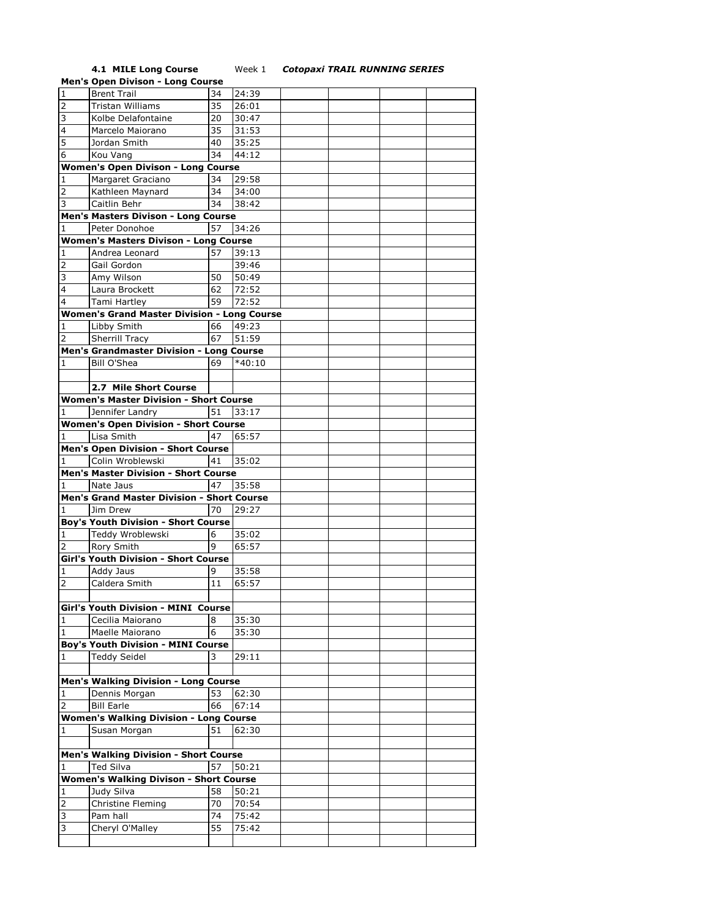**4.1 MILE Long Course** Week 1 ***Cotopaxi TRAIL RUNNING SERIES***

| | | | | | | | |
|---|---|---|---|---|---|---|---|
| **Men's Open Divison - Long Course** | | | | | | | |
| 1 | Brent Trail | 34 | 24:39 | | | | |
| 2 | Tristan Williams | 35 | 26:01 | | | | |
| 3 | Kolbe Delafontaine | 20 | 30:47 | | | | |
| 4 | Marcelo Maiorano | 35 | 31:53 | | | | |
| 5 | Jordan Smith | 40 | 35:25 | | | | |
| 6 | Kou Vang | 34 | 44:12 | | | | |
| **Women's Open Divison - Long Course** | | | | | | | |
| 1 | Margaret Graciano | 34 | 29:58 | | | | |
| 2 | Kathleen Maynard | 34 | 34:00 | | | | |
| 3 | Caitlin Behr | 34 | 38:42 | | | | |
| **Men's Masters Divison - Long Course** | | | | | | | |
| 1 | Peter Donohoe | 57 | 34:26 | | | | |
| **Women's Masters Divison - Long Course** | | | | | | | |
| 1 | Andrea Leonard | 57 | 39:13 | | | | |
| 2 | Gail Gordon | | 39:46 | | | | |
| 3 | Amy Wilson | 50 | 50:49 | | | | |
| 4 | Laura Brockett | 62 | 72:52 | | | | |
| 4 | Tami Hartley | 59 | 72:52 | | | | |
| **Women's Grand Master Division - Long Course** | | | | | | | |
| 1 | Libby Smith | 66 | 49:23 | | | | |
| 2 | Sherrill Tracy | 67 | 51:59 | | | | |
| **Men's Grandmaster Division - Long Course** | | | | | | | |
| 1 | Bill O'Shea | 69 | *40:10 | | | | |
| | | | | | | | |
| | **2.7 Mile Short Course** | | | | | | |
| **Women's Master Division - Short Course** | | | | | | | |
| 1 | Jennifer Landry | 51 | 33:17 | | | | |
| **Women's Open Division - Short Course** | | | | | | | |
| 1 | Lisa Smith | 47 | 65:57 | | | | |
| **Men's Open Division - Short Course** | | | | | | | |
| 1 | Colin Wroblewski | 41 | 35:02 | | | | |
| **Men's Master Division - Short Course** | | | | | | | |
| 1 | Nate Jaus | 47 | 35:58 | | | | |
| **Men's Grand Master Division - Short Course** | | | | | | | |
| 1 | Jim Drew | 70 | 29:27 | | | | |
| **Boy's Youth Division - Short Course** | | | | | | | |
| 1 | Teddy Wroblewski | 6 | 35:02 | | | | |
| 2 | Rory Smith | 9 | 65:57 | | | | |
| **Girl's Youth Division - Short Course** | | | | | | | |
| 1 | Addy Jaus | 9 | 35:58 | | | | |
| 2 | Caldera Smith | 11 | 65:57 | | | | |
| | | | | | | | |
| **Girl's Youth Division - MINI Course** | | | | | | | |
| 1 | Cecilia Maiorano | 8 | 35:30 | | | | |
| 1 | Maelle Maiorano | 6 | 35:30 | | | | |
| **Boy's Youth Division - MINI Course** | | | | | | | |
| 1 | Teddy Seidel | 3 | 29:11 | | | | |
| | | | | | | | |
| **Men's Walking Division - Long Course** | | | | | | | |
| 1 | Dennis Morgan | 53 | 62:30 | | | | |
| 2 | Bill Earle | 66 | 67:14 | | | | |
| **Women's Walking Division - Long Course** | | | | | | | |
| 1 | Susan Morgan | 51 | 62:30 | | | | |
| | | | | | | | |
| **Men's Walking Division - Short Course** | | | | | | | |
| 1 | Ted Silva | 57 | 50:21 | | | | |
| **Women's Walking Divison - Short Course** | | | | | | | |
| 1 | Judy Silva | 58 | 50:21 | | | | |
| 2 | Christine Fleming | 70 | 70:54 | | | | |
| 3 | Pam hall | 74 | 75:42 | | | | |
| 3 | Cheryl O'Malley | 55 | 75:42 | | | | |
| | | | | | | | |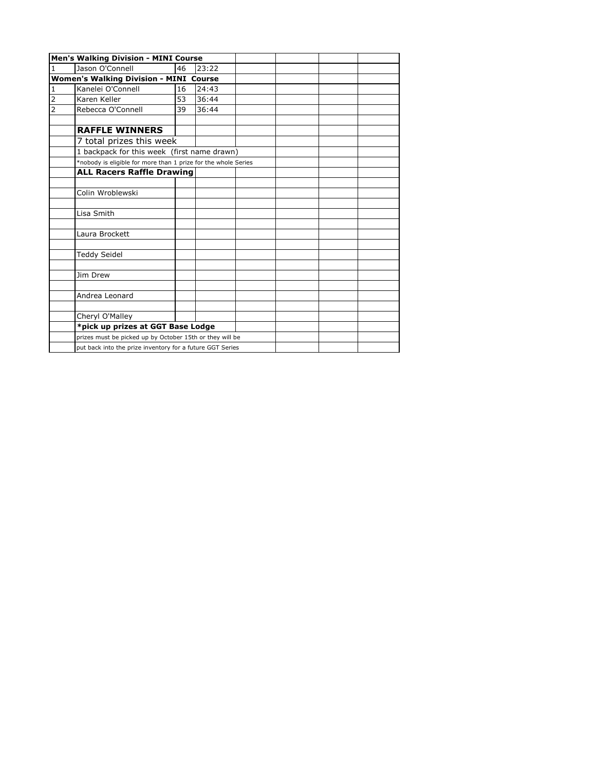| | | | |
|---|---|---|---|
| **Men's Walking Division - MINI Course** | | | |
| 1 | Jason O'Connell | 46 | 23:22 |
| **Women's Walking Division - MINI Course** | | | |
| 1 | Kanelei O'Connell | 16 | 24:43 |
| 2 | Karen Keller | 53 | 36:44 |
| 2 | Rebecca O'Connell | 39 | 36:44 |

## RAFFLE WINNERS

7 total prizes this week

1 backpack for this week (first name drawn)

*nobody is eligible for more than 1 prize for the whole Series

**ALL Racers Raffle Drawing**

Colin Wroblewski

Lisa Smith

Laura Brockett

Teddy Seidel

Jim Drew

Andrea Leonard

Cheryl O'Malley

***pick up prizes at GGT Base Lodge**

prizes must be picked up by October 15th or they will be put back into the prize inventory for a future GGT Series